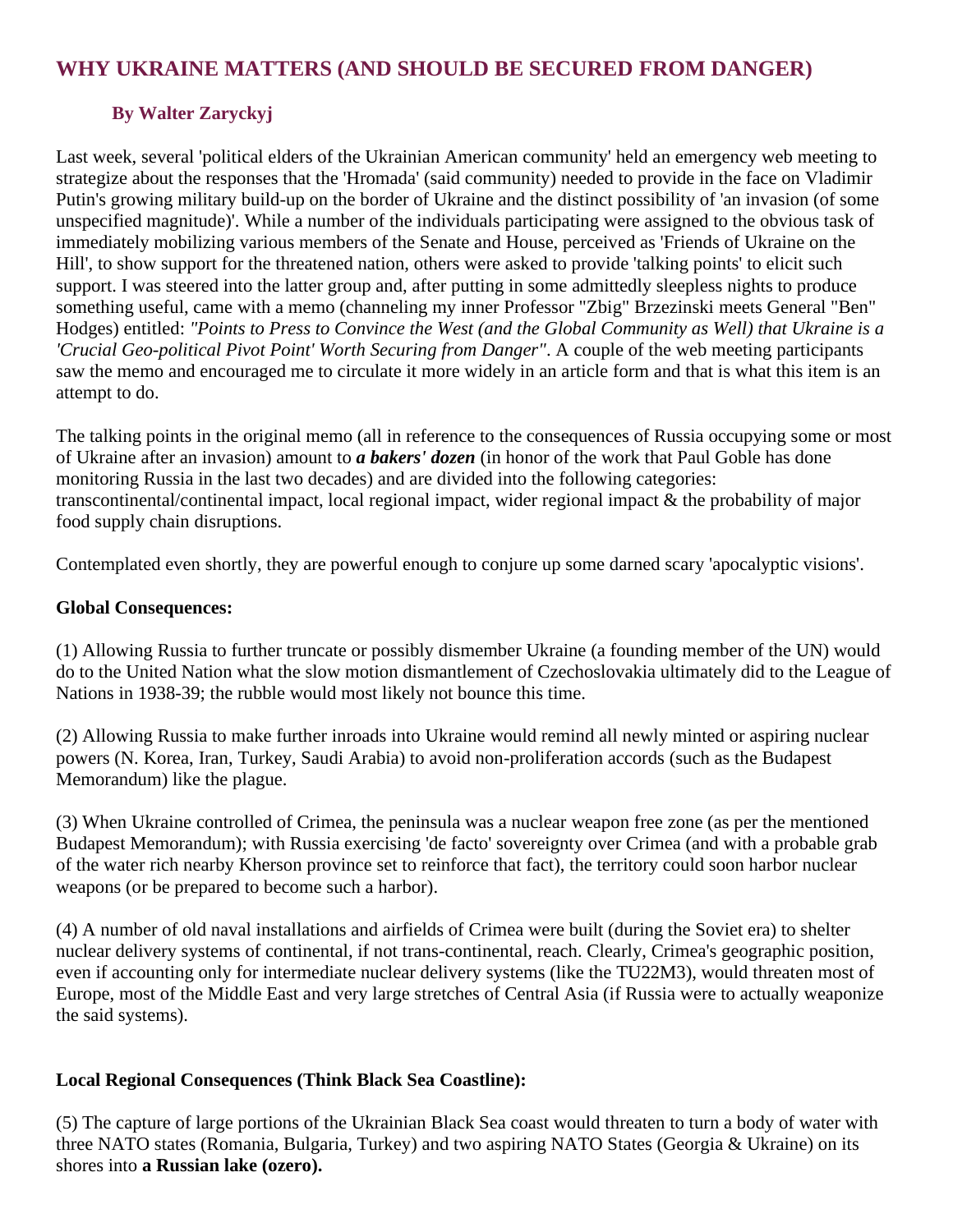# WHY UKRAINE MATTERS (AND SHOULD BE SECURED FROM DANGER)

### By Walter Zaryckyj

Last week, several 'political elders of the Ukrainian American community' held an emergency web meeting to strategize about the responses that the 'Hromada' (said community) needed to provide in the face on Vladimir Putin's growing military build-up on the border of Ukraine and the distinct possibility of 'an invasion (of some unspecified magnitude)'. While a number of the individuals participating were assigned to the obvious task of immediately mobilizing various members of the Senate and House, perceived as 'Friends of Ukraine on the Hill', to show support for the threatened nation, others were asked to provide 'talking points' to elicit such support. I was steered into the latter group and, after putting in some admittedly sleepless nights to produce something useful, came with a memo (channeling my inner Professor "Zbig" Brzezinski meets General "Ben" Hodges) entitled: *"Points to Press to Convince the West (and the Global Community as Well) that Ukraine is a 'Crucial Geo-political Pivot Point' Worth Securing from Danger"*. A couple of the web meeting participants saw the memo and encouraged me to circulate it more widely in an article form and that is what this item is an attempt to do.

The talking points in the original memo (all in reference to the consequences of Russia occupying some or most of Ukraine after an invasion) amount to ***a bakers' dozen*** (in honor of the work that Paul Goble has done monitoring Russia in the last two decades) and are divided into the following categories: transcontinental/continental impact, local regional impact, wider regional impact & the probability of major food supply chain disruptions.

Contemplated even shortly, they are powerful enough to conjure up some darned scary 'apocalyptic visions'.

**Global Consequences:**

(1) Allowing Russia to further truncate or possibly dismember Ukraine (a founding member of the UN) would do to the United Nation what the slow motion dismantlement of Czechoslovakia ultimately did to the League of Nations in 1938-39; the rubble would most likely not bounce this time.

(2) Allowing Russia to make further inroads into Ukraine would remind all newly minted or aspiring nuclear powers (N. Korea, Iran, Turkey, Saudi Arabia) to avoid non-proliferation accords (such as the Budapest Memorandum) like the plague.

(3) When Ukraine controlled of Crimea, the peninsula was a nuclear weapon free zone (as per the mentioned Budapest Memorandum); with Russia exercising 'de facto' sovereignty over Crimea (and with a probable grab of the water rich nearby Kherson province set to reinforce that fact), the territory could soon harbor nuclear weapons (or be prepared to become such a harbor).

(4) A number of old naval installations and airfields of Crimea were built (during the Soviet era) to shelter nuclear delivery systems of continental, if not trans-continental, reach. Clearly, Crimea's geographic position, even if accounting only for intermediate nuclear delivery systems (like the TU22M3), would threaten most of Europe, most of the Middle East and very large stretches of Central Asia (if Russia were to actually weaponize the said systems).

**Local Regional Consequences (Think Black Sea Coastline):**

(5) The capture of large portions of the Ukrainian Black Sea coast would threaten to turn a body of water with three NATO states (Romania, Bulgaria, Turkey) and two aspiring NATO States (Georgia & Ukraine) on its shores into **a Russian lake (ozero).**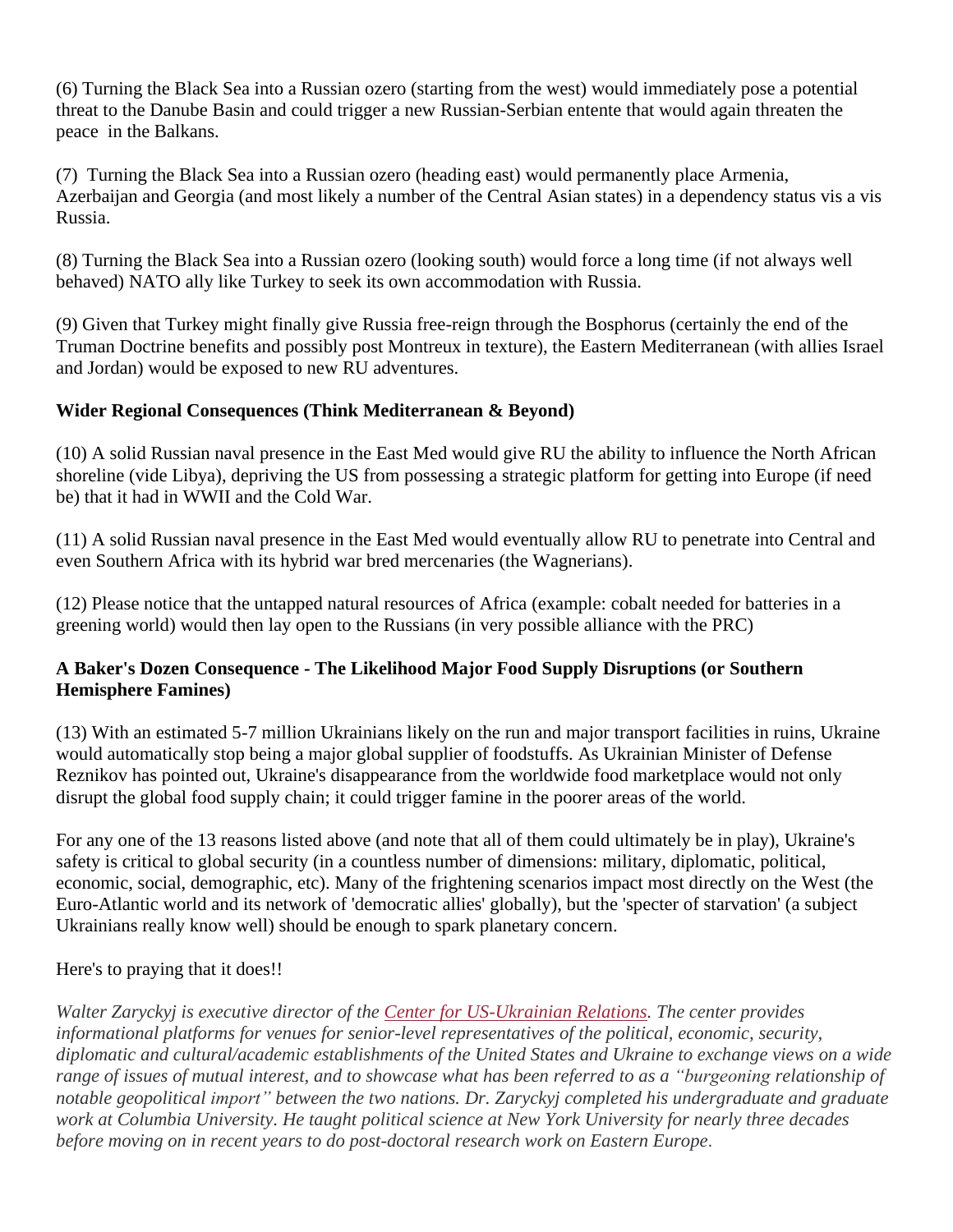(6) Turning the Black Sea into a Russian ozero (starting from the west) would immediately pose a potential threat to the Danube Basin and could trigger a new Russian-Serbian entente that would again threaten the peace in the Balkans.

(7) Turning the Black Sea into a Russian ozero (heading east) would permanently place Armenia, Azerbaijan and Georgia (and most likely a number of the Central Asian states) in a dependency status vis a vis Russia.

(8) Turning the Black Sea into a Russian ozero (looking south) would force a long time (if not always well behaved) NATO ally like Turkey to seek its own accommodation with Russia.

(9) Given that Turkey might finally give Russia free-reign through the Bosphorus (certainly the end of the Truman Doctrine benefits and possibly post Montreux in texture), the Eastern Mediterranean (with allies Israel and Jordan) would be exposed to new RU adventures.

**Wider Regional Consequences (Think Mediterranean & Beyond)**

(10) A solid Russian naval presence in the East Med would give RU the ability to influence the North African shoreline (vide Libya), depriving the US from possessing a strategic platform for getting into Europe (if need be) that it had in WWII and the Cold War.

(11) A solid Russian naval presence in the East Med would eventually allow RU to penetrate into Central and even Southern Africa with its hybrid war bred mercenaries (the Wagnerians).

(12) Please notice that the untapped natural resources of Africa (example: cobalt needed for batteries in a greening world) would then lay open to the Russians (in very possible alliance with the PRC)

**A Baker's Dozen Consequence - The Likelihood Major Food Supply Disruptions (or Southern Hemisphere Famines)**

(13) With an estimated 5-7 million Ukrainians likely on the run and major transport facilities in ruins, Ukraine would automatically stop being a major global supplier of foodstuffs. As Ukrainian Minister of Defense Reznikov has pointed out, Ukraine's disappearance from the worldwide food marketplace would not only disrupt the global food supply chain; it could trigger famine in the poorer areas of the world.

For any one of the 13 reasons listed above (and note that all of them could ultimately be in play), Ukraine's safety is critical to global security (in a countless number of dimensions: military, diplomatic, political, economic, social, demographic, etc). Many of the frightening scenarios impact most directly on the West (the Euro-Atlantic world and its network of 'democratic allies' globally), but the 'specter of starvation' (a subject Ukrainians really know well) should be enough to spark planetary concern.

Here's to praying that it does!!

*Walter Zaryckyj is executive director of the [Center for US-Ukrainian Relations](). The center provides informational platforms for venues for senior-level representatives of the political, economic, security, diplomatic and cultural/academic establishments of the United States and Ukraine to exchange views on a wide range of issues of mutual interest, and to showcase what has been referred to as a "burgeoning relationship of notable geopolitical import" between the two nations. Dr. Zaryckyj completed his undergraduate and graduate work at Columbia University. He taught political science at New York University for nearly three decades before moving on in recent years to do post-doctoral research work on Eastern Europe.*